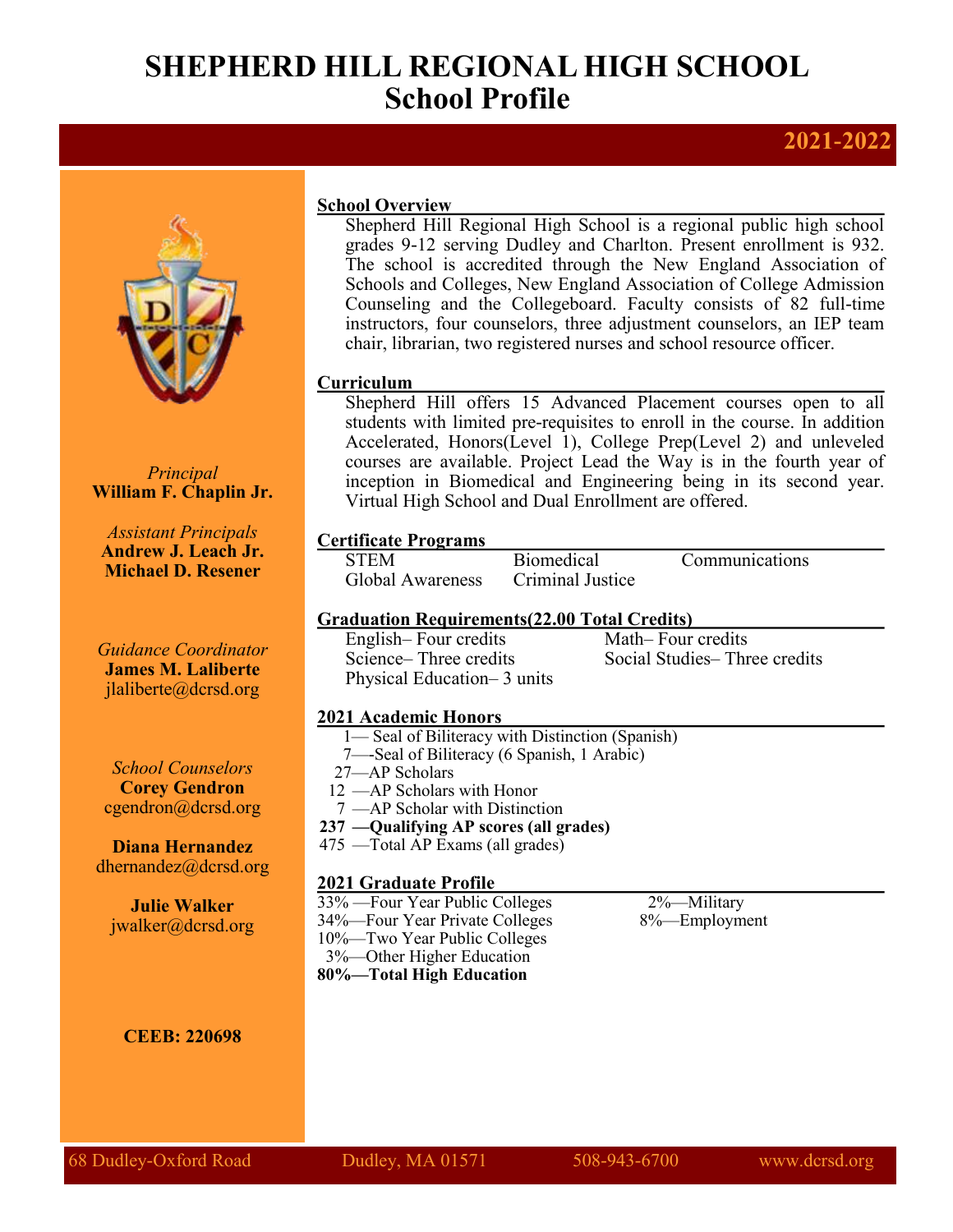# SHEPHERD HILL REGIONAL HIGH SCHOOL
# School Profile

**2021-2022**

*Principal*
**William F. Chaplin Jr.**

*Assistant Principals*
**Andrew J. Leach Jr.**
**Michael D. Resener**

*Guidance Coordinator*
**James M. Laliberte**
jlaliberte@dcrsd.org

*School Counselors*
**Corey Gendron**
cgendron@dcrsd.org

**Diana Hernandez**
dhernandez@dcrsd.org

**Julie Walker**
jwalker@dcrsd.org

**CEEB: 220698**

## School Overview

Shepherd Hill Regional High School is a regional public high school grades 9-12 serving Dudley and Charlton. Present enrollment is 932. The school is accredited through the New England Association of Schools and Colleges, New England Association of College Admission Counseling and the Collegeboard. Faculty consists of 82 full-time instructors, four counselors, three adjustment counselors, an IEP team chair, librarian, two registered nurses and school resource officer.

## Curriculum

Shepherd Hill offers 15 Advanced Placement courses open to all students with limited pre-requisites to enroll in the course. In addition Accelerated, Honors(Level 1), College Prep(Level 2) and unleveled courses are available. Project Lead the Way is in the fourth year of inception in Biomedical and Engineering being in its second year. Virtual High School and Dual Enrollment are offered.

## Certificate Programs

- STEM
- Biomedical
- Communications
- Global Awareness
- Criminal Justice

## Graduation Requirements(22.00 Total Credits)

- English– Four credits
- Math– Four credits
- Science– Three credits
- Social Studies– Three credits
- Physical Education– 3 units

## 2021 Academic Honors

1— Seal of Biliteracy with Distinction (Spanish)
7—-Seal of Biliteracy (6 Spanish, 1 Arabic)
27—AP Scholars
12 —AP Scholars with Honor
7 —AP Scholar with Distinction
**237 —Qualifying AP scores (all grades)**
475 —Total AP Exams (all grades)

## 2021 Graduate Profile

33% —Four Year Public Colleges
34%—Four Year Private Colleges
10%—Two Year Public Colleges
3%—Other Higher Education
**80%—Total High Education**

2%—Military
8%—Employment

68 Dudley-Oxford Road | Dudley, MA 01571 | 508-943-6700 | www.dcrsd.org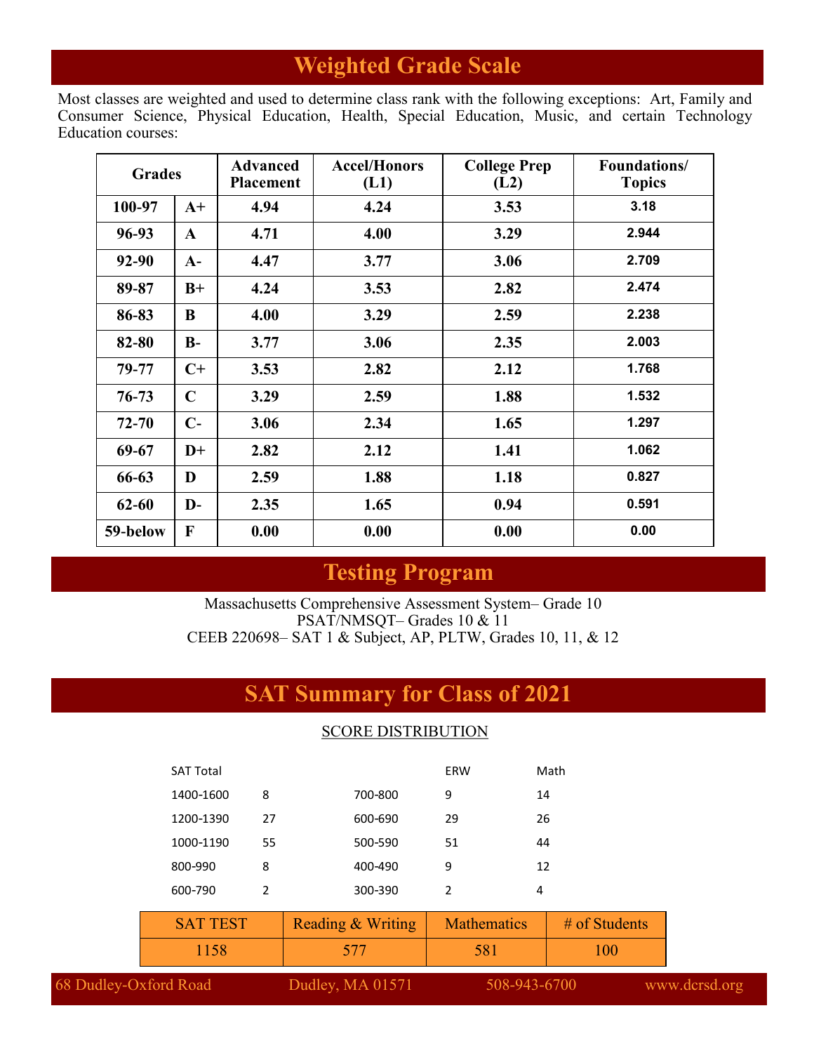## Weighted Grade Scale

Most classes are weighted and used to determine class rank with the following exceptions: Art, Family and Consumer Science, Physical Education, Health, Special Education, Music, and certain Technology Education courses:

| Grades | | Advanced Placement | Accel/Honors (L1) | College Prep (L2) | Foundations/ Topics |
|---|---|---|---|---|---|
| 100-97 | A+ | 4.94 | 4.24 | 3.53 | 3.18 |
| 96-93 | A | 4.71 | 4.00 | 3.29 | 2.944 |
| 92-90 | A- | 4.47 | 3.77 | 3.06 | 2.709 |
| 89-87 | B+ | 4.24 | 3.53 | 2.82 | 2.474 |
| 86-83 | B | 4.00 | 3.29 | 2.59 | 2.238 |
| 82-80 | B- | 3.77 | 3.06 | 2.35 | 2.003 |
| 79-77 | C+ | 3.53 | 2.82 | 2.12 | 1.768 |
| 76-73 | C | 3.29 | 2.59 | 1.88 | 1.532 |
| 72-70 | C- | 3.06 | 2.34 | 1.65 | 1.297 |
| 69-67 | D+ | 2.82 | 2.12 | 1.41 | 1.062 |
| 66-63 | D | 2.59 | 1.88 | 1.18 | 0.827 |
| 62-60 | D- | 2.35 | 1.65 | 0.94 | 0.591 |
| 59-below | F | 0.00 | 0.00 | 0.00 | 0.00 |

## Testing Program

Massachusetts Comprehensive Assessment System– Grade 10
PSAT/NMSQT– Grades 10 & 11
CEEB 220698– SAT 1 & Subject, AP, PLTW, Grades 10, 11, & 12

## SAT Summary for Class of 2021

SCORE DISTRIBUTION

| SAT Total | | | ERW | Math |
|---|---|---|---|---|
| 1400-1600 | 8 | 700-800 | 9 | 14 |
| 1200-1390 | 27 | 600-690 | 29 | 26 |
| 1000-1190 | 55 | 500-590 | 51 | 44 |
| 800-990 | 8 | 400-490 | 9 | 12 |
| 600-790 | 2 | 300-390 | 2 | 4 |

| SAT TEST | Reading & Writing | Mathematics | # of Students |
|---|---|---|---|
| 1158 | 577 | 581 | 100 |

68 Dudley-Oxford Road Dudley, MA 01571 508-943-6700 www.dcrsd.org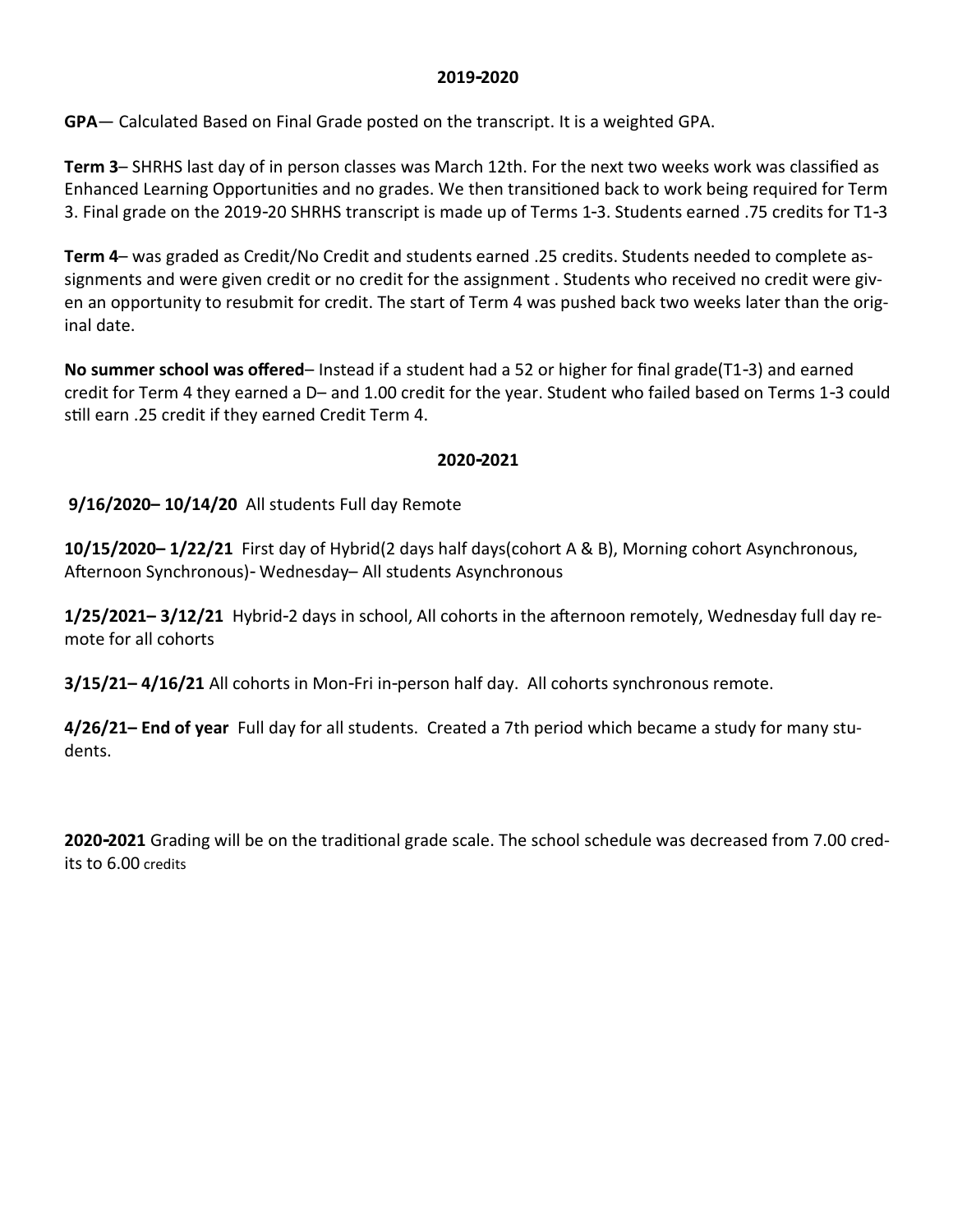## 2019-2020

**GPA**— Calculated Based on Final Grade posted on the transcript. It is a weighted GPA.

**Term 3**– SHRHS last day of in person classes was March 12th. For the next two weeks work was classified as Enhanced Learning Opportunities and no grades. We then transitioned back to work being required for Term 3. Final grade on the 2019-20 SHRHS transcript is made up of Terms 1-3. Students earned .75 credits for T1-3

**Term 4**– was graded as Credit/No Credit and students earned .25 credits. Students needed to complete assignments and were given credit or no credit for the assignment . Students who received no credit were given an opportunity to resubmit for credit. The start of Term 4 was pushed back two weeks later than the original date.

**No summer school was offered**– Instead if a student had a 52 or higher for final grade(T1-3) and earned credit for Term 4 they earned a D– and 1.00 credit for the year. Student who failed based on Terms 1-3 could still earn .25 credit if they earned Credit Term 4.

## 2020-2021

**9/16/2020– 10/14/20** All students Full day Remote

**10/15/2020– 1/22/21** First day of Hybrid(2 days half days(cohort A & B), Morning cohort Asynchronous, Afternoon Synchronous)- Wednesday– All students Asynchronous

**1/25/2021– 3/12/21** Hybrid-2 days in school, All cohorts in the afternoon remotely, Wednesday full day remote for all cohorts

**3/15/21– 4/16/21** All cohorts in Mon-Fri in-person half day. All cohorts synchronous remote.

**4/26/21– End of year** Full day for all students. Created a 7th period which became a study for many students.

**2020-2021** Grading will be on the traditional grade scale. The school schedule was decreased from 7.00 credits to 6.00 credits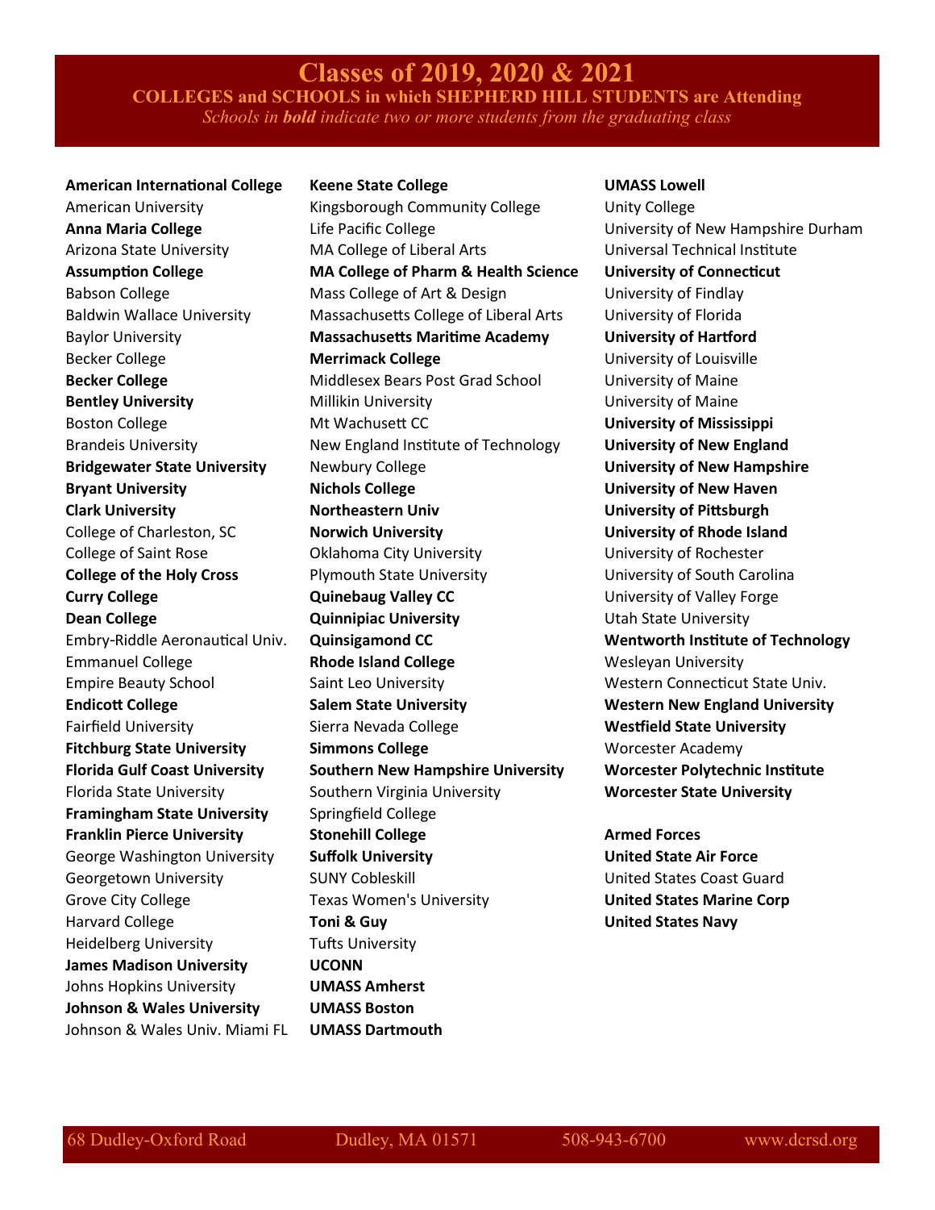# Classes of 2019, 2020 & 2021

## COLLEGES and SCHOOLS in which SHEPHERD HILL STUDENTS are Attending

*Schools in **bold** indicate two or more students from the graduating class*

**American International College**
American University
**Anna Maria College**
Arizona State University
**Assumption College**
Babson College
Baldwin Wallace University
Baylor University
Becker College
**Becker College**
**Bentley University**
Boston College
Brandeis University
**Bridgewater State University**
**Bryant University**
**Clark University**
College of Charleston, SC
College of Saint Rose
**College of the Holy Cross**
**Curry College**
**Dean College**
Embry-Riddle Aeronautical Univ.
Emmanuel College
Empire Beauty School
**Endicott College**
Fairfield University
**Fitchburg State University**
**Florida Gulf Coast University**
Florida State University
**Framingham State University**
**Franklin Pierce University**
George Washington University
Georgetown University
Grove City College
Harvard College
Heidelberg University
**James Madison University**
Johns Hopkins University
**Johnson & Wales University**
Johnson & Wales Univ. Miami FL
**Keene State College**
Kingsborough Community College
Life Pacific College
MA College of Liberal Arts
**MA College of Pharm & Health Science**
Mass College of Art & Design
Massachusetts College of Liberal Arts
**Massachusetts Maritime Academy**
**Merrimack College**
Middlesex Bears Post Grad School
Millikin University
Mt Wachusett CC
New England Institute of Technology
Newbury College
**Nichols College**
**Northeastern Univ**
**Norwich University**
Oklahoma City University
Plymouth State University
**Quinebaug Valley CC**
**Quinnipiac University**
**Quinsigamond CC**
**Rhode Island College**
Saint Leo University
**Salem State University**
Sierra Nevada College
**Simmons College**
**Southern New Hampshire University**
Southern Virginia University
Springfield College
**Stonehill College**
**Suffolk University**
SUNY Cobleskill
Texas Women's University
**Toni & Guy**
Tufts University
**UCONN**
**UMASS Amherst**
**UMASS Boston**
**UMASS Dartmouth**
**UMASS Lowell**
Unity College
University of New Hampshire Durham
Universal Technical Institute
**University of Connecticut**
University of Findlay
University of Florida
**University of Hartford**
University of Louisville
University of Maine
University of Maine
**University of Mississippi**
**University of New England**
**University of New Hampshire**
**University of New Haven**
**University of Pittsburgh**
**University of Rhode Island**
University of Rochester
University of South Carolina
University of Valley Forge
Utah State University
**Wentworth Institute of Technology**
Wesleyan University
Western Connecticut State Univ.
**Western New England University**
**Westfield State University**
Worcester Academy
**Worcester Polytechnic Institute**
**Worcester State University**

**Armed Forces**
**United State Air Force**
United States Coast Guard
**United States Marine Corp**
**United States Navy**

68 Dudley-Oxford Road | Dudley, MA 01571 | 508-943-6700 | www.dcrsd.org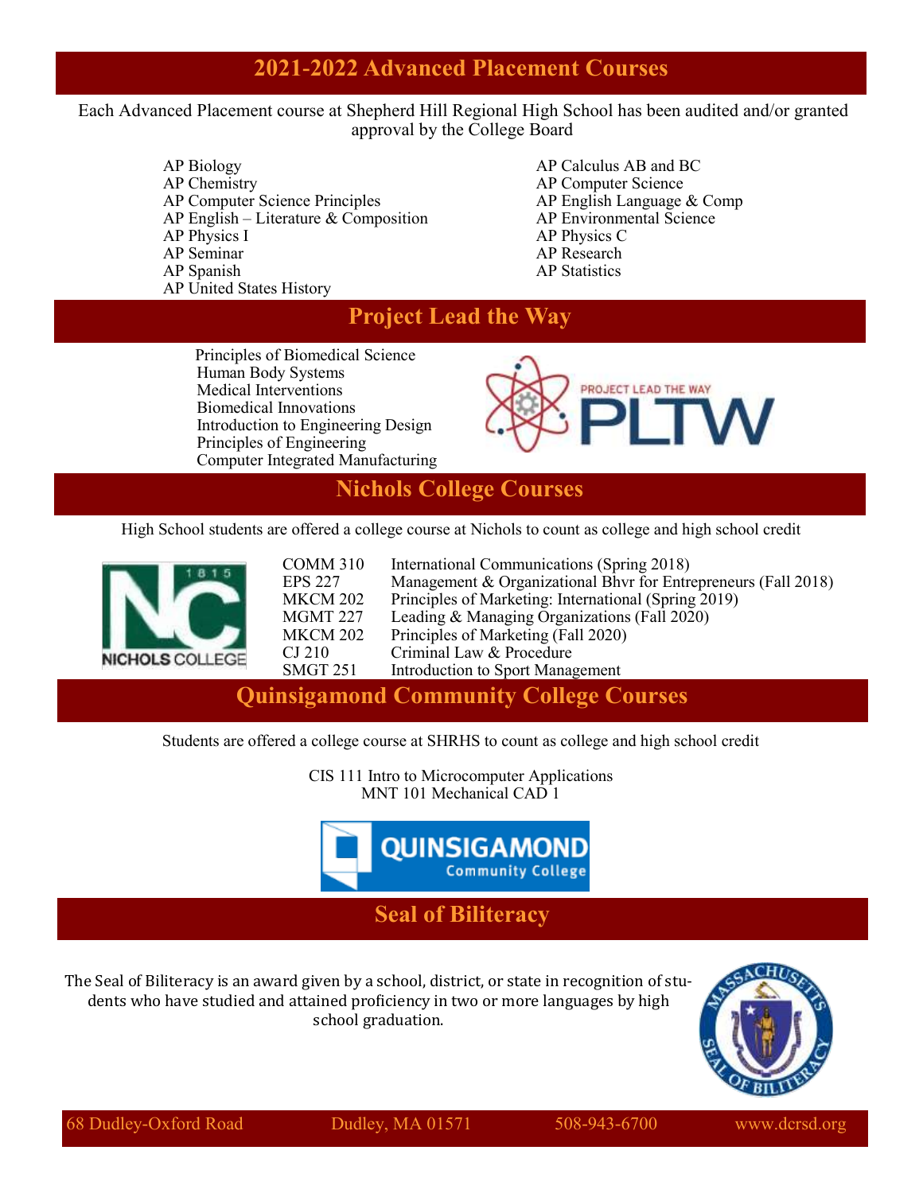## 2021-2022 Advanced Placement Courses

Each Advanced Placement course at Shepherd Hill Regional High School has been audited and/or granted approval by the College Board

- AP Biology
- AP Chemistry
- AP Computer Science Principles
- AP English – Literature & Composition
- AP Physics I
- AP Seminar
- AP Spanish
- AP United States History
- AP Calculus AB and BC
- AP Computer Science
- AP English Language & Comp
- AP Environmental Science
- AP Physics C
- AP Research
- AP Statistics

## Project Lead the Way

- Principles of Biomedical Science
- Human Body Systems
- Medical Interventions
- Biomedical Innovations
- Introduction to Engineering Design
- Principles of Engineering
- Computer Integrated Manufacturing

## Nichols College Courses

High School students are offered a college course at Nichols to count as college and high school credit

| | |
|---|---|
| COMM 310 | International Communications (Spring 2018) |
| EPS 227 | Management & Organizational Bhvr for Entrepreneurs (Fall 2018) |
| MKCM 202 | Principles of Marketing: International (Spring 2019) |
| MGMT 227 | Leading & Managing Organizations (Fall 2020) |
| MKCM 202 | Principles of Marketing (Fall 2020) |
| CJ 210 | Criminal Law & Procedure |
| SMGT 251 | Introduction to Sport Management |

## Quinsigamond Community College Courses

Students are offered a college course at SHRHS to count as college and high school credit

CIS 111 Intro to Microcomputer Applications
MNT 101 Mechanical CAD 1

## Seal of Biliteracy

The Seal of Biliteracy is an award given by a school, district, or state in recognition of students who have studied and attained proficiency in two or more languages by high school graduation.

68 Dudley-Oxford Road    Dudley, MA 01571    508-943-6700    www.dcrsd.org